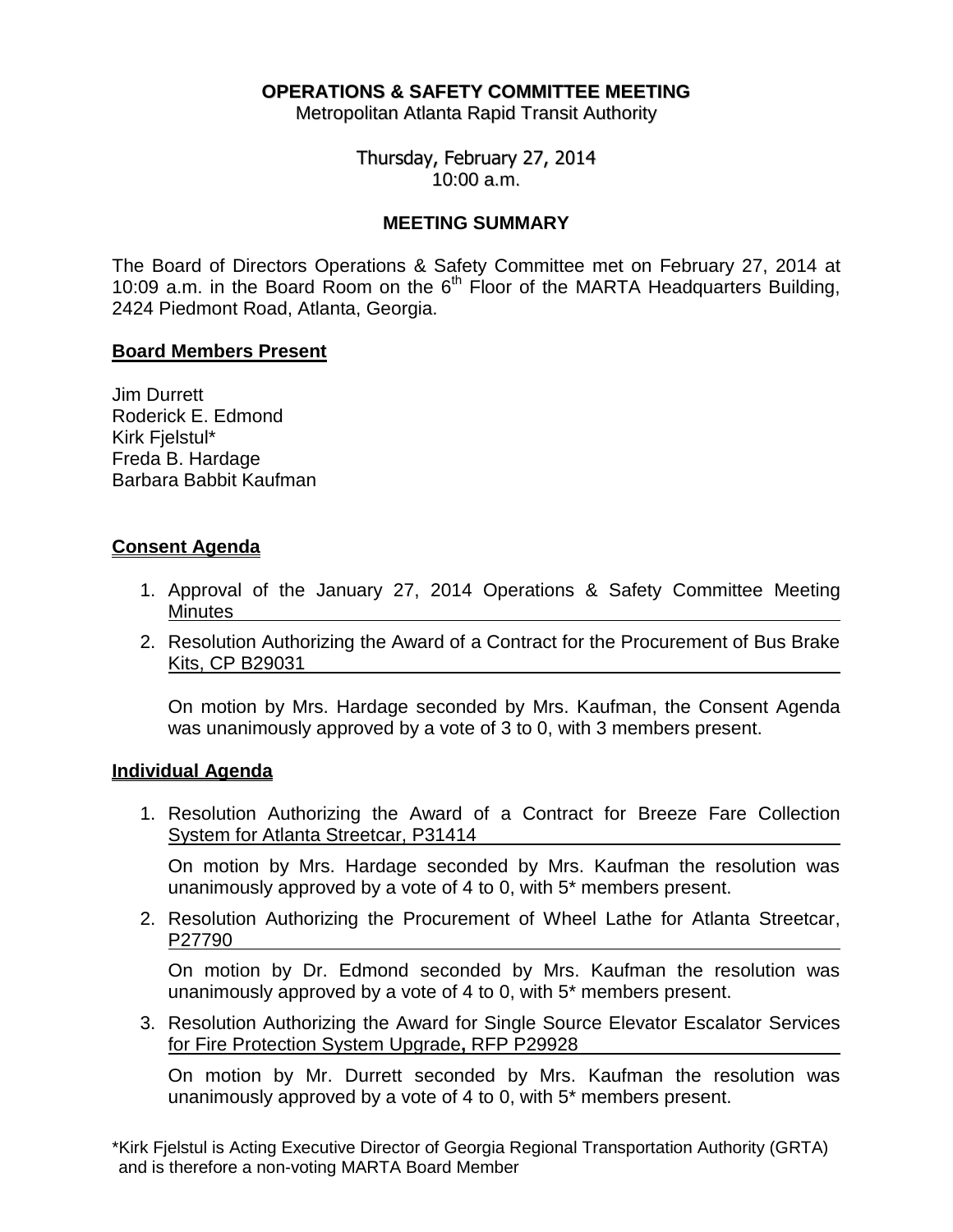# OPERATIONS & SAFETY COMMITTEE MEETING

Metropolitan Atlanta Rapid Transit Authority

Thursday, February 27, 2014
10:00 a.m.

## MEETING SUMMARY

The Board of Directors Operations & Safety Committee met on February 27, 2014 at 10:09 a.m. in the Board Room on the 6th Floor of the MARTA Headquarters Building, 2424 Piedmont Road, Atlanta, Georgia.

### Board Members Present

Jim Durrett
Roderick E. Edmond
Kirk Fjelstul*
Freda B. Hardage
Barbara Babbit Kaufman

### Consent Agenda

1. Approval of the January 27, 2014 Operations & Safety Committee Meeting Minutes
2. Resolution Authorizing the Award of a Contract for the Procurement of Bus Brake Kits, CP B29031

   On motion by Mrs. Hardage seconded by Mrs. Kaufman, the Consent Agenda was unanimously approved by a vote of 3 to 0, with 3 members present.

### Individual Agenda

1. Resolution Authorizing the Award of a Contract for Breeze Fare Collection System for Atlanta Streetcar, P31414

   On motion by Mrs. Hardage seconded by Mrs. Kaufman the resolution was unanimously approved by a vote of 4 to 0, with 5* members present.

2. Resolution Authorizing the Procurement of Wheel Lathe for Atlanta Streetcar, P27790

   On motion by Dr. Edmond seconded by Mrs. Kaufman the resolution was unanimously approved by a vote of 4 to 0, with 5* members present.

3. Resolution Authorizing the Award for Single Source Elevator Escalator Services for Fire Protection System Upgrade**,** RFP P29928

   On motion by Mr. Durrett seconded by Mrs. Kaufman the resolution was unanimously approved by a vote of 4 to 0, with 5* members present.

*Kirk Fjelstul is Acting Executive Director of Georgia Regional Transportation Authority (GRTA) and is therefore a non-voting MARTA Board Member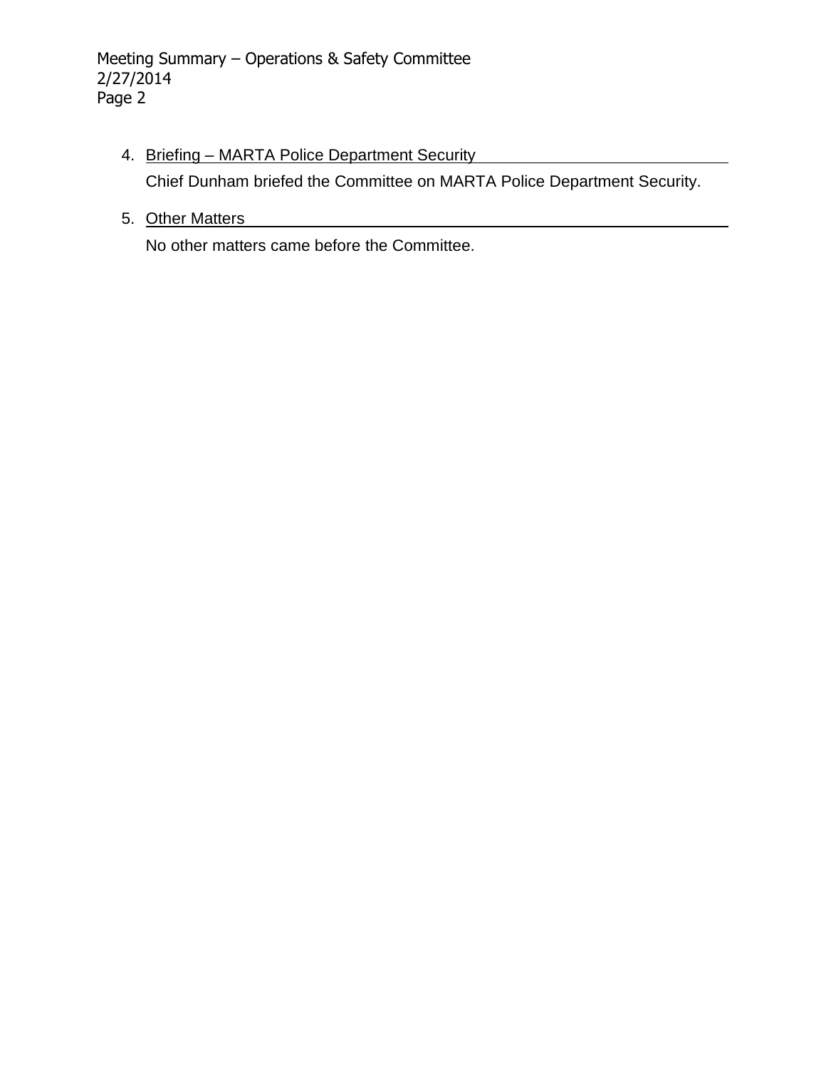4. Briefing – MARTA Police Department Security

   Chief Dunham briefed the Committee on MARTA Police Department Security.

5. Other Matters

   No other matters came before the Committee.